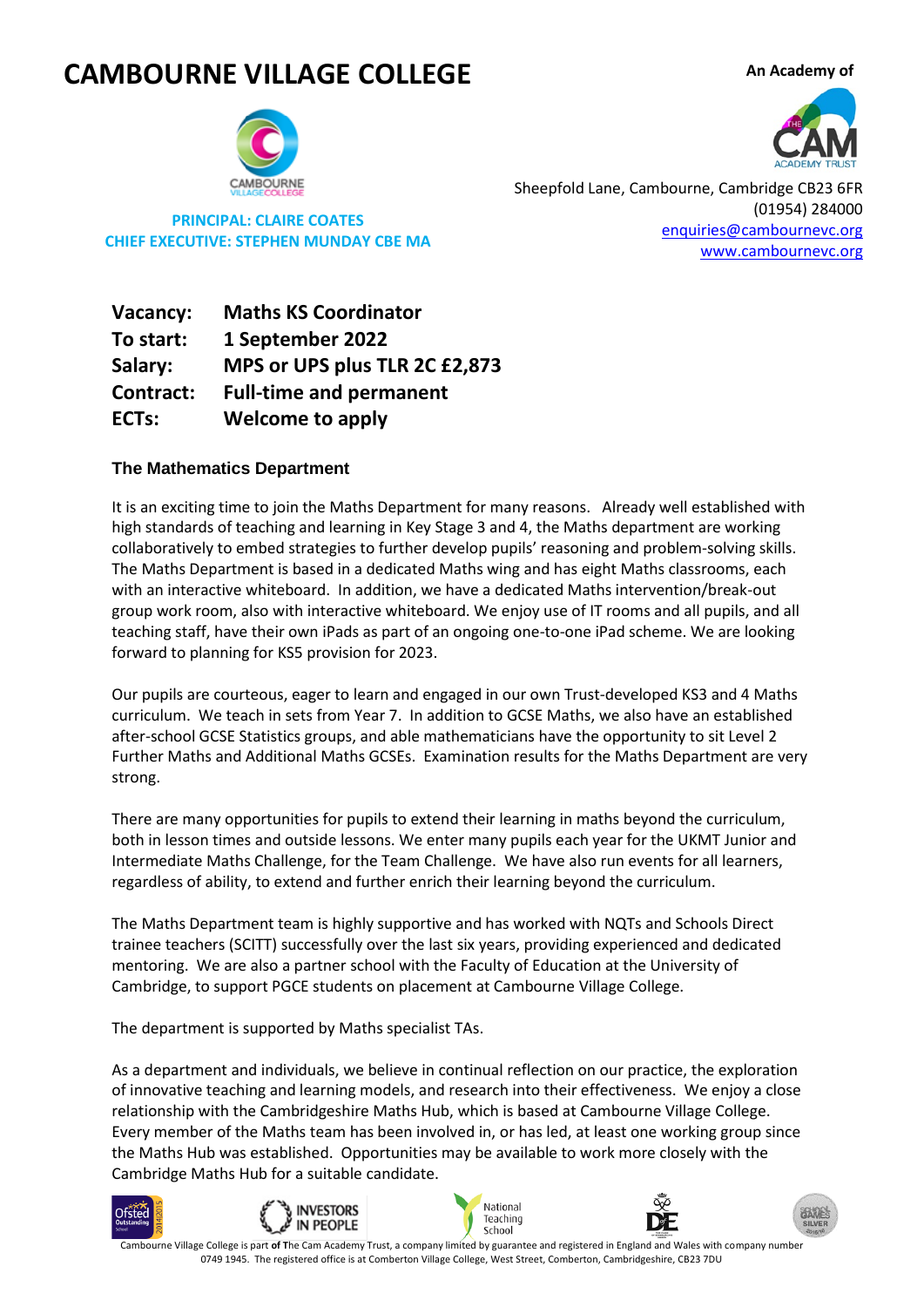# CAMBOURNE VILLAGE COLLEGE

An Academy of

**PRINCIPAL: CLAIRE COATES**
**CHIEF EXECUTIVE: STEPHEN MUNDAY CBE MA**

Sheepfold Lane, Cambourne, Cambridge CB23 6FR
(01954) 284000
enquiries@cambournevc.org
www.cambournevc.org

| | |
|---|---|
| **Vacancy:** | **Maths KS Coordinator** |
| **To start:** | **1 September 2022** |
| **Salary:** | **MPS or UPS plus TLR 2C £2,873** |
| **Contract:** | **Full-time and permanent** |
| **ECTs:** | **Welcome to apply** |

## The Mathematics Department

It is an exciting time to join the Maths Department for many reasons. Already well established with high standards of teaching and learning in Key Stage 3 and 4, the Maths department are working collaboratively to embed strategies to further develop pupils' reasoning and problem-solving skills. The Maths Department is based in a dedicated Maths wing and has eight Maths classrooms, each with an interactive whiteboard. In addition, we have a dedicated Maths intervention/break-out group work room, also with interactive whiteboard. We enjoy use of IT rooms and all pupils, and all teaching staff, have their own iPads as part of an ongoing one-to-one iPad scheme. We are looking forward to planning for KS5 provision for 2023.

Our pupils are courteous, eager to learn and engaged in our own Trust-developed KS3 and 4 Maths curriculum. We teach in sets from Year 7. In addition to GCSE Maths, we also have an established after-school GCSE Statistics groups, and able mathematicians have the opportunity to sit Level 2 Further Maths and Additional Maths GCSEs. Examination results for the Maths Department are very strong.

There are many opportunities for pupils to extend their learning in maths beyond the curriculum, both in lesson times and outside lessons. We enter many pupils each year for the UKMT Junior and Intermediate Maths Challenge, for the Team Challenge. We have also run events for all learners, regardless of ability, to extend and further enrich their learning beyond the curriculum.

The Maths Department team is highly supportive and has worked with NQTs and Schools Direct trainee teachers (SCITT) successfully over the last six years, providing experienced and dedicated mentoring. We are also a partner school with the Faculty of Education at the University of Cambridge, to support PGCE students on placement at Cambourne Village College.

The department is supported by Maths specialist TAs.

As a department and individuals, we believe in continual reflection on our practice, the exploration of innovative teaching and learning models, and research into their effectiveness. We enjoy a close relationship with the Cambridgeshire Maths Hub, which is based at Cambourne Village College. Every member of the Maths team has been involved in, or has led, at least one working group since the Maths Hub was established. Opportunities may be available to work more closely with the Cambridge Maths Hub for a suitable candidate.

Cambourne Village College is part of The Cam Academy Trust, a company limited by guarantee and registered in England and Wales with company number 0749 1945. The registered office is at Comberton Village College, West Street, Comberton, Cambridgeshire, CB23 7DU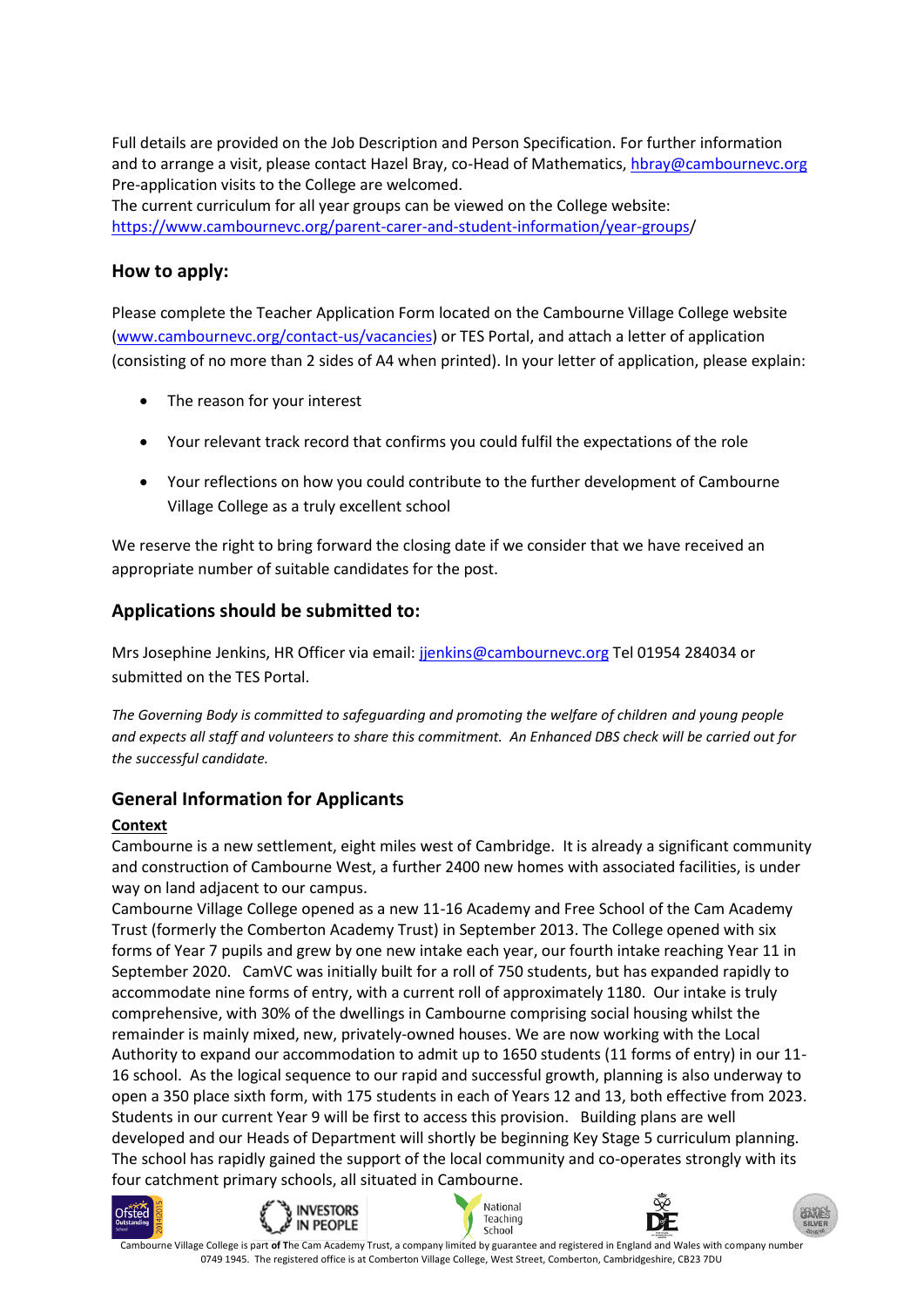Full details are provided on the Job Description and Person Specification. For further information and to arrange a visit, please contact Hazel Bray, co-Head of Mathematics, [hbray@cambournevc.org](mailto:hbray@cambournevc.org)
Pre-application visits to the College are welcomed.
The current curriculum for all year groups can be viewed on the College website: [https://www.cambournevc.org/parent-carer-and-student-information/year-groups](https://www.cambournevc.org/parent-carer-and-student-information/year-groups)/

## How to apply:

Please complete the Teacher Application Form located on the Cambourne Village College website ([www.cambournevc.org/contact-us/vacancies](http://www.cambournevc.org/contact-us/vacancies)) or TES Portal, and attach a letter of application (consisting of no more than 2 sides of A4 when printed). In your letter of application, please explain:

- The reason for your interest
- Your relevant track record that confirms you could fulfil the expectations of the role
- Your reflections on how you could contribute to the further development of Cambourne Village College as a truly excellent school

We reserve the right to bring forward the closing date if we consider that we have received an appropriate number of suitable candidates for the post.

## Applications should be submitted to:

Mrs Josephine Jenkins, HR Officer via email: [jjenkins@cambournevc.org](mailto:jjenkins@cambournevc.org) Tel 01954 284034 or submitted on the TES Portal.

*The Governing Body is committed to safeguarding and promoting the welfare of children and young people and expects all staff and volunteers to share this commitment. An Enhanced DBS check will be carried out for the successful candidate.*

## General Information for Applicants

**Context**

Cambourne is a new settlement, eight miles west of Cambridge. It is already a significant community and construction of Cambourne West, a further 2400 new homes with associated facilities, is under way on land adjacent to our campus.

Cambourne Village College opened as a new 11-16 Academy and Free School of the Cam Academy Trust (formerly the Comberton Academy Trust) in September 2013. The College opened with six forms of Year 7 pupils and grew by one new intake each year, our fourth intake reaching Year 11 in September 2020. CamVC was initially built for a roll of 750 students, but has expanded rapidly to accommodate nine forms of entry, with a current roll of approximately 1180. Our intake is truly comprehensive, with 30% of the dwellings in Cambourne comprising social housing whilst the remainder is mainly mixed, new, privately-owned houses. We are now working with the Local Authority to expand our accommodation to admit up to 1650 students (11 forms of entry) in our 11-16 school. As the logical sequence to our rapid and successful growth, planning is also underway to open a 350 place sixth form, with 175 students in each of Years 12 and 13, both effective from 2023. Students in our current Year 9 will be first to access this provision. Building plans are well developed and our Heads of Department will shortly be beginning Key Stage 5 curriculum planning. The school has rapidly gained the support of the local community and co-operates strongly with its four catchment primary schools, all situated in Cambourne.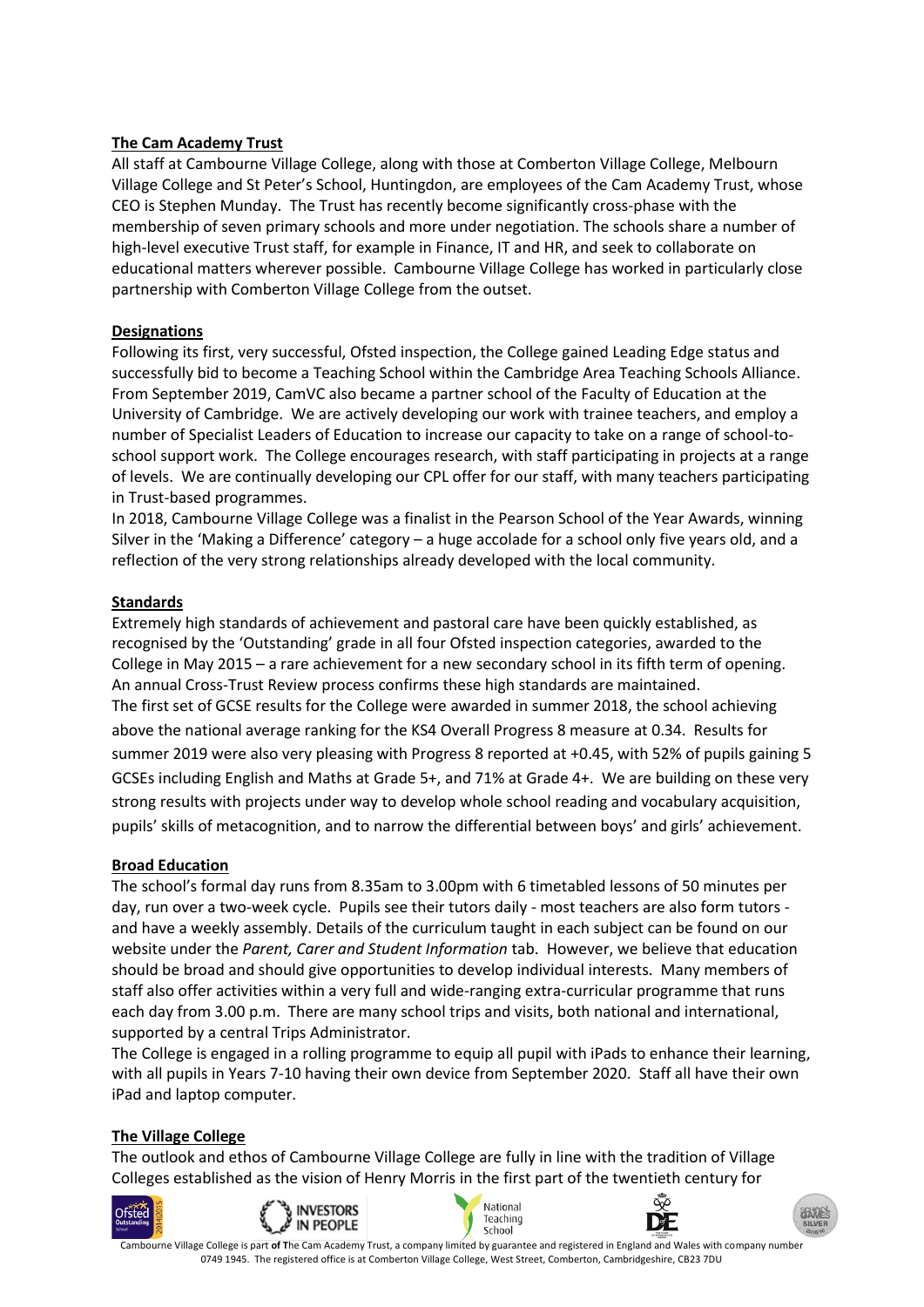**The Cam Academy Trust**

All staff at Cambourne Village College, along with those at Comberton Village College, Melbourn Village College and St Peter's School, Huntingdon, are employees of the Cam Academy Trust, whose CEO is Stephen Munday. The Trust has recently become significantly cross-phase with the membership of seven primary schools and more under negotiation. The schools share a number of high-level executive Trust staff, for example in Finance, IT and HR, and seek to collaborate on educational matters wherever possible. Cambourne Village College has worked in particularly close partnership with Comberton Village College from the outset.

**Designations**

Following its first, very successful, Ofsted inspection, the College gained Leading Edge status and successfully bid to become a Teaching School within the Cambridge Area Teaching Schools Alliance. From September 2019, CamVC also became a partner school of the Faculty of Education at the University of Cambridge. We are actively developing our work with trainee teachers, and employ a number of Specialist Leaders of Education to increase our capacity to take on a range of school-to-school support work. The College encourages research, with staff participating in projects at a range of levels. We are continually developing our CPL offer for our staff, with many teachers participating in Trust-based programmes.

In 2018, Cambourne Village College was a finalist in the Pearson School of the Year Awards, winning Silver in the 'Making a Difference' category – a huge accolade for a school only five years old, and a reflection of the very strong relationships already developed with the local community.

**Standards**

Extremely high standards of achievement and pastoral care have been quickly established, as recognised by the 'Outstanding' grade in all four Ofsted inspection categories, awarded to the College in May 2015 – a rare achievement for a new secondary school in its fifth term of opening. An annual Cross-Trust Review process confirms these high standards are maintained.

The first set of GCSE results for the College were awarded in summer 2018, the school achieving above the national average ranking for the KS4 Overall Progress 8 measure at 0.34. Results for summer 2019 were also very pleasing with Progress 8 reported at +0.45, with 52% of pupils gaining 5 GCSEs including English and Maths at Grade 5+, and 71% at Grade 4+. We are building on these very strong results with projects under way to develop whole school reading and vocabulary acquisition, pupils' skills of metacognition, and to narrow the differential between boys' and girls' achievement.

**Broad Education**

The school's formal day runs from 8.35am to 3.00pm with 6 timetabled lessons of 50 minutes per day, run over a two-week cycle. Pupils see their tutors daily - most teachers are also form tutors - and have a weekly assembly. Details of the curriculum taught in each subject can be found on our website under the *Parent, Carer and Student Information* tab. However, we believe that education should be broad and should give opportunities to develop individual interests. Many members of staff also offer activities within a very full and wide-ranging extra-curricular programme that runs each day from 3.00 p.m. There are many school trips and visits, both national and international, supported by a central Trips Administrator.

The College is engaged in a rolling programme to equip all pupil with iPads to enhance their learning, with all pupils in Years 7-10 having their own device from September 2020. Staff all have their own iPad and laptop computer.

**The Village College**

The outlook and ethos of Cambourne Village College are fully in line with the tradition of Village Colleges established as the vision of Henry Morris in the first part of the twentieth century for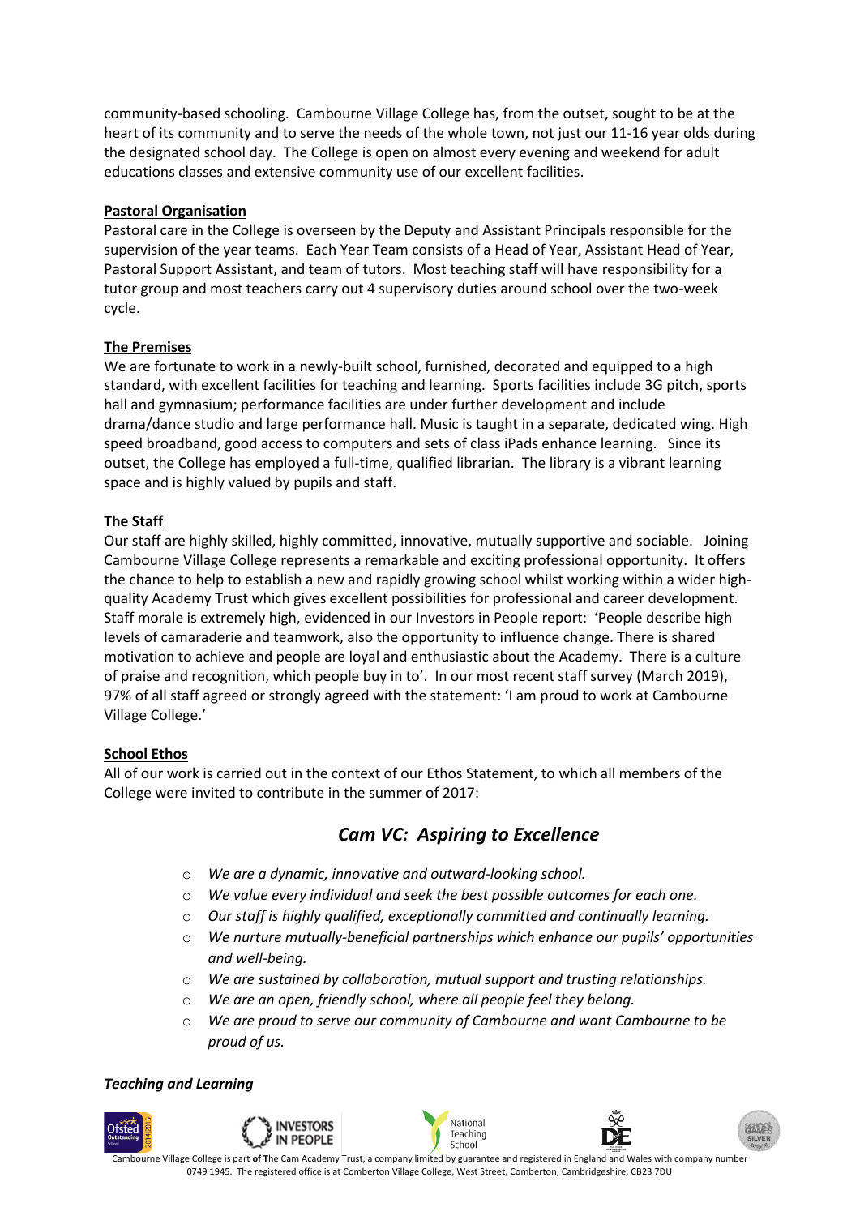community-based schooling. Cambourne Village College has, from the outset, sought to be at the heart of its community and to serve the needs of the whole town, not just our 11-16 year olds during the designated school day. The College is open on almost every evening and weekend for adult educations classes and extensive community use of our excellent facilities.

**Pastoral Organisation**

Pastoral care in the College is overseen by the Deputy and Assistant Principals responsible for the supervision of the year teams. Each Year Team consists of a Head of Year, Assistant Head of Year, Pastoral Support Assistant, and team of tutors. Most teaching staff will have responsibility for a tutor group and most teachers carry out 4 supervisory duties around school over the two-week cycle.

**The Premises**

We are fortunate to work in a newly-built school, furnished, decorated and equipped to a high standard, with excellent facilities for teaching and learning. Sports facilities include 3G pitch, sports hall and gymnasium; performance facilities are under further development and include drama/dance studio and large performance hall. Music is taught in a separate, dedicated wing. High speed broadband, good access to computers and sets of class iPads enhance learning. Since its outset, the College has employed a full-time, qualified librarian. The library is a vibrant learning space and is highly valued by pupils and staff.

**The Staff**

Our staff are highly skilled, highly committed, innovative, mutually supportive and sociable. Joining Cambourne Village College represents a remarkable and exciting professional opportunity. It offers the chance to help to establish a new and rapidly growing school whilst working within a wider high-quality Academy Trust which gives excellent possibilities for professional and career development. Staff morale is extremely high, evidenced in our Investors in People report: 'People describe high levels of camaraderie and teamwork, also the opportunity to influence change. There is shared motivation to achieve and people are loyal and enthusiastic about the Academy. There is a culture of praise and recognition, which people buy in to'. In our most recent staff survey (March 2019), 97% of all staff agreed or strongly agreed with the statement: 'I am proud to work at Cambourne Village College.'

**School Ethos**

All of our work is carried out in the context of our Ethos Statement, to which all members of the College were invited to contribute in the summer of 2017:

## *Cam VC: Aspiring to Excellence*

- *We are a dynamic, innovative and outward-looking school.*
- *We value every individual and seek the best possible outcomes for each one.*
- *Our staff is highly qualified, exceptionally committed and continually learning.*
- *We nurture mutually-beneficial partnerships which enhance our pupils' opportunities and well-being.*
- *We are sustained by collaboration, mutual support and trusting relationships.*
- *We are an open, friendly school, where all people feel they belong.*
- *We are proud to serve our community of Cambourne and want Cambourne to be proud of us.*

***Teaching and Learning***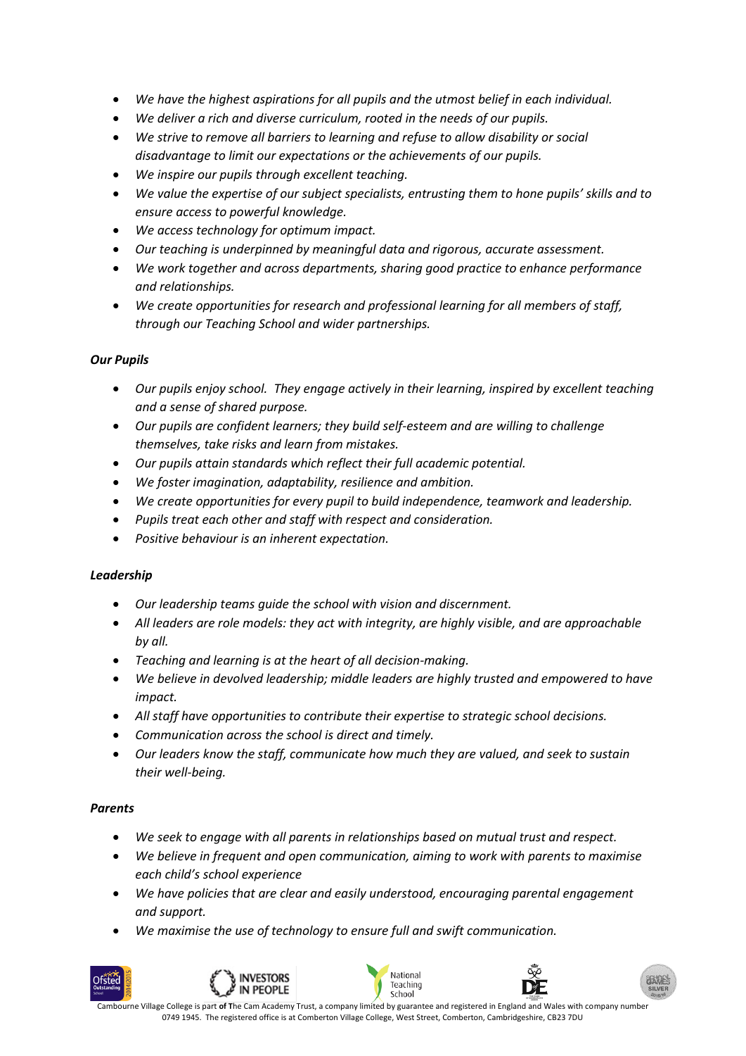- *We have the highest aspirations for all pupils and the utmost belief in each individual.*
- *We deliver a rich and diverse curriculum, rooted in the needs of our pupils.*
- *We strive to remove all barriers to learning and refuse to allow disability or social disadvantage to limit our expectations or the achievements of our pupils.*
- *We inspire our pupils through excellent teaching.*
- *We value the expertise of our subject specialists, entrusting them to hone pupils' skills and to ensure access to powerful knowledge.*
- *We access technology for optimum impact.*
- *Our teaching is underpinned by meaningful data and rigorous, accurate assessment.*
- *We work together and across departments, sharing good practice to enhance performance and relationships.*
- *We create opportunities for research and professional learning for all members of staff, through our Teaching School and wider partnerships.*

***Our Pupils***

- *Our pupils enjoy school. They engage actively in their learning, inspired by excellent teaching and a sense of shared purpose.*
- *Our pupils are confident learners; they build self-esteem and are willing to challenge themselves, take risks and learn from mistakes.*
- *Our pupils attain standards which reflect their full academic potential.*
- *We foster imagination, adaptability, resilience and ambition.*
- *We create opportunities for every pupil to build independence, teamwork and leadership.*
- *Pupils treat each other and staff with respect and consideration.*
- *Positive behaviour is an inherent expectation.*

***Leadership***

- *Our leadership teams guide the school with vision and discernment.*
- *All leaders are role models: they act with integrity, are highly visible, and are approachable by all.*
- *Teaching and learning is at the heart of all decision-making.*
- *We believe in devolved leadership; middle leaders are highly trusted and empowered to have impact.*
- *All staff have opportunities to contribute their expertise to strategic school decisions.*
- *Communication across the school is direct and timely.*
- *Our leaders know the staff, communicate how much they are valued, and seek to sustain their well-being.*

***Parents***

- *We seek to engage with all parents in relationships based on mutual trust and respect.*
- *We believe in frequent and open communication, aiming to work with parents to maximise each child's school experience*
- *We have policies that are clear and easily understood, encouraging parental engagement and support.*
- *We maximise the use of technology to ensure full and swift communication.*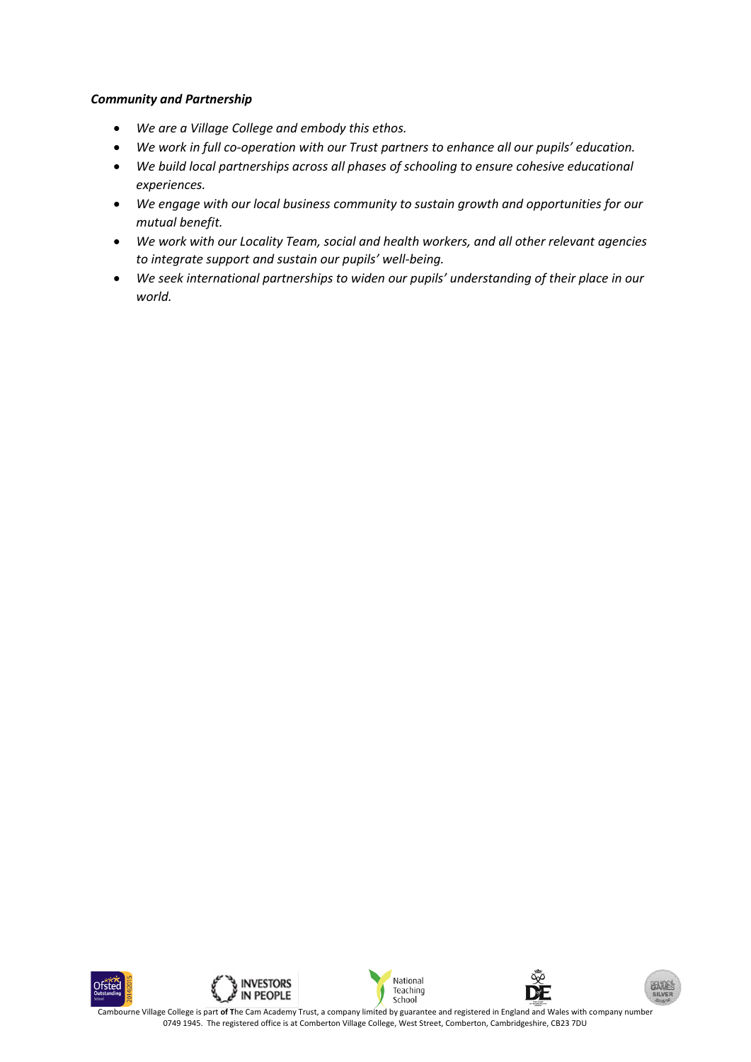***Community and Partnership***

- *We are a Village College and embody this ethos.*
- *We work in full co-operation with our Trust partners to enhance all our pupils' education.*
- *We build local partnerships across all phases of schooling to ensure cohesive educational experiences.*
- *We engage with our local business community to sustain growth and opportunities for our mutual benefit.*
- *We work with our Locality Team, social and health workers, and all other relevant agencies to integrate support and sustain our pupils' well-being.*
- *We seek international partnerships to widen our pupils' understanding of their place in our world.*